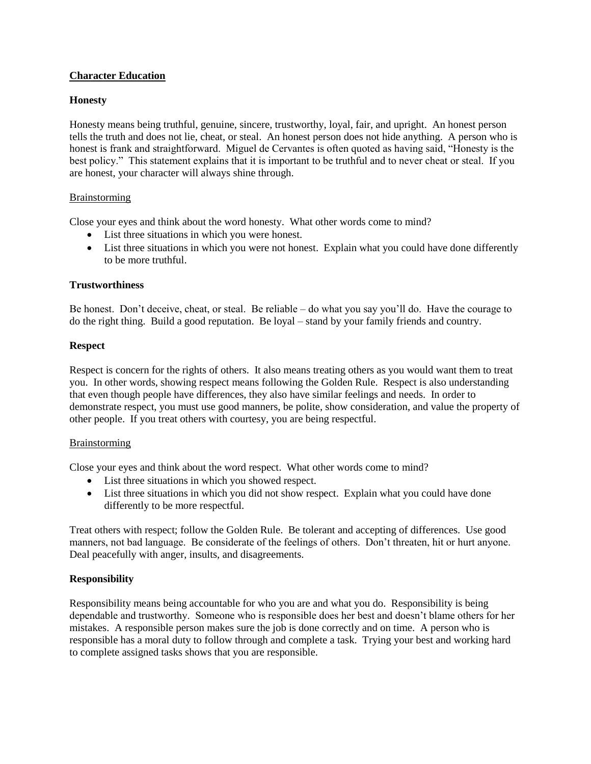# Character Education

## Honesty

Honesty means being truthful, genuine, sincere, trustworthy, loyal, fair, and upright. An honest person tells the truth and does not lie, cheat, or steal. An honest person does not hide anything. A person who is honest is frank and straightforward. Miguel de Cervantes is often quoted as having said, "Honesty is the best policy." This statement explains that it is important to be truthful and to never cheat or steal. If you are honest, your character will always shine through.

### Brainstorming

Close your eyes and think about the word honesty. What other words come to mind?

- List three situations in which you were honest.
- List three situations in which you were not honest. Explain what you could have done differently to be more truthful.

## Trustworthiness

Be honest. Don't deceive, cheat, or steal. Be reliable – do what you say you'll do. Have the courage to do the right thing. Build a good reputation. Be loyal – stand by your family friends and country.

## Respect

Respect is concern for the rights of others. It also means treating others as you would want them to treat you. In other words, showing respect means following the Golden Rule. Respect is also understanding that even though people have differences, they also have similar feelings and needs. In order to demonstrate respect, you must use good manners, be polite, show consideration, and value the property of other people. If you treat others with courtesy, you are being respectful.

### Brainstorming

Close your eyes and think about the word respect. What other words come to mind?

- List three situations in which you showed respect.
- List three situations in which you did not show respect. Explain what you could have done differently to be more respectful.

Treat others with respect; follow the Golden Rule. Be tolerant and accepting of differences. Use good manners, not bad language. Be considerate of the feelings of others. Don't threaten, hit or hurt anyone. Deal peacefully with anger, insults, and disagreements.

## Responsibility

Responsibility means being accountable for who you are and what you do. Responsibility is being dependable and trustworthy. Someone who is responsible does her best and doesn't blame others for her mistakes. A responsible person makes sure the job is done correctly and on time. A person who is responsible has a moral duty to follow through and complete a task. Trying your best and working hard to complete assigned tasks shows that you are responsible.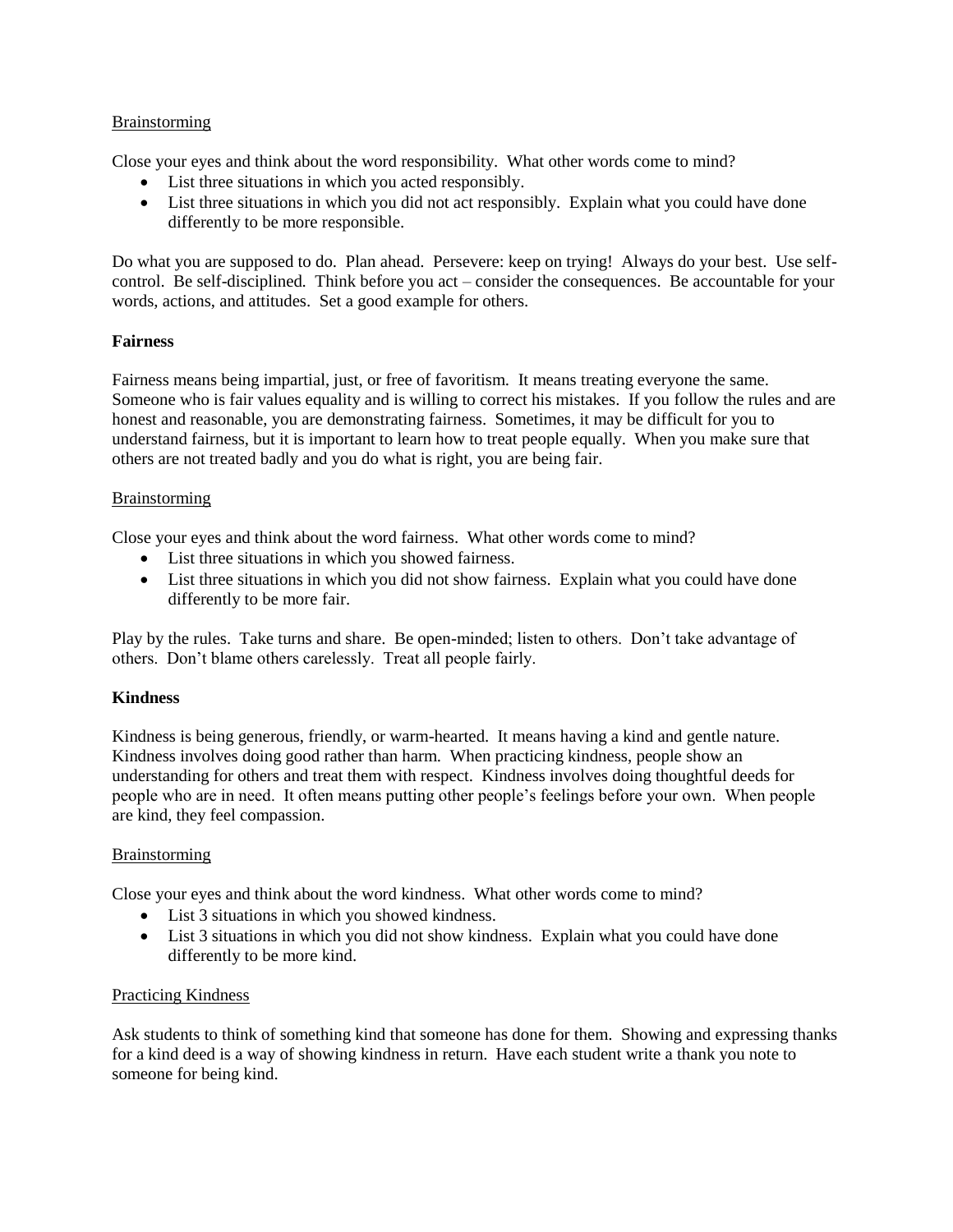Brainstorming

Close your eyes and think about the word responsibility. What other words come to mind?

- List three situations in which you acted responsibly.
- List three situations in which you did not act responsibly. Explain what you could have done differently to be more responsible.

Do what you are supposed to do. Plan ahead. Persevere: keep on trying! Always do your best. Use self-control. Be self-disciplined. Think before you act – consider the consequences. Be accountable for your words, actions, and attitudes. Set a good example for others.

**Fairness**

Fairness means being impartial, just, or free of favoritism. It means treating everyone the same. Someone who is fair values equality and is willing to correct his mistakes. If you follow the rules and are honest and reasonable, you are demonstrating fairness. Sometimes, it may be difficult for you to understand fairness, but it is important to learn how to treat people equally. When you make sure that others are not treated badly and you do what is right, you are being fair.

Brainstorming

Close your eyes and think about the word fairness. What other words come to mind?

- List three situations in which you showed fairness.
- List three situations in which you did not show fairness. Explain what you could have done differently to be more fair.

Play by the rules. Take turns and share. Be open-minded; listen to others. Don't take advantage of others. Don't blame others carelessly. Treat all people fairly.

**Kindness**

Kindness is being generous, friendly, or warm-hearted. It means having a kind and gentle nature. Kindness involves doing good rather than harm. When practicing kindness, people show an understanding for others and treat them with respect. Kindness involves doing thoughtful deeds for people who are in need. It often means putting other people's feelings before your own. When people are kind, they feel compassion.

Brainstorming

Close your eyes and think about the word kindness. What other words come to mind?

- List 3 situations in which you showed kindness.
- List 3 situations in which you did not show kindness. Explain what you could have done differently to be more kind.

Practicing Kindness

Ask students to think of something kind that someone has done for them. Showing and expressing thanks for a kind deed is a way of showing kindness in return. Have each student write a thank you note to someone for being kind.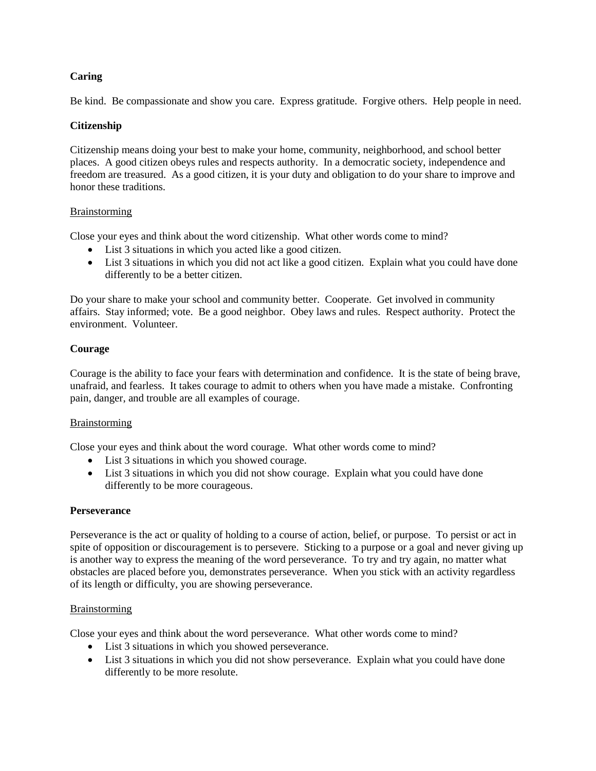**Caring**

Be kind. Be compassionate and show you care. Express gratitude. Forgive others. Help people in need.

**Citizenship**

Citizenship means doing your best to make your home, community, neighborhood, and school better places. A good citizen obeys rules and respects authority. In a democratic society, independence and freedom are treasured. As a good citizen, it is your duty and obligation to do your share to improve and honor these traditions.

<u>Brainstorming</u>

Close your eyes and think about the word citizenship. What other words come to mind?

- List 3 situations in which you acted like a good citizen.
- List 3 situations in which you did not act like a good citizen. Explain what you could have done differently to be a better citizen.

Do your share to make your school and community better. Cooperate. Get involved in community affairs. Stay informed; vote. Be a good neighbor. Obey laws and rules. Respect authority. Protect the environment. Volunteer.

**Courage**

Courage is the ability to face your fears with determination and confidence. It is the state of being brave, unafraid, and fearless. It takes courage to admit to others when you have made a mistake. Confronting pain, danger, and trouble are all examples of courage.

<u>Brainstorming</u>

Close your eyes and think about the word courage. What other words come to mind?

- List 3 situations in which you showed courage.
- List 3 situations in which you did not show courage. Explain what you could have done differently to be more courageous.

**Perseverance**

Perseverance is the act or quality of holding to a course of action, belief, or purpose. To persist or act in spite of opposition or discouragement is to persevere. Sticking to a purpose or a goal and never giving up is another way to express the meaning of the word perseverance. To try and try again, no matter what obstacles are placed before you, demonstrates perseverance. When you stick with an activity regardless of its length or difficulty, you are showing perseverance.

<u>Brainstorming</u>

Close your eyes and think about the word perseverance. What other words come to mind?

- List 3 situations in which you showed perseverance.
- List 3 situations in which you did not show perseverance. Explain what you could have done differently to be more resolute.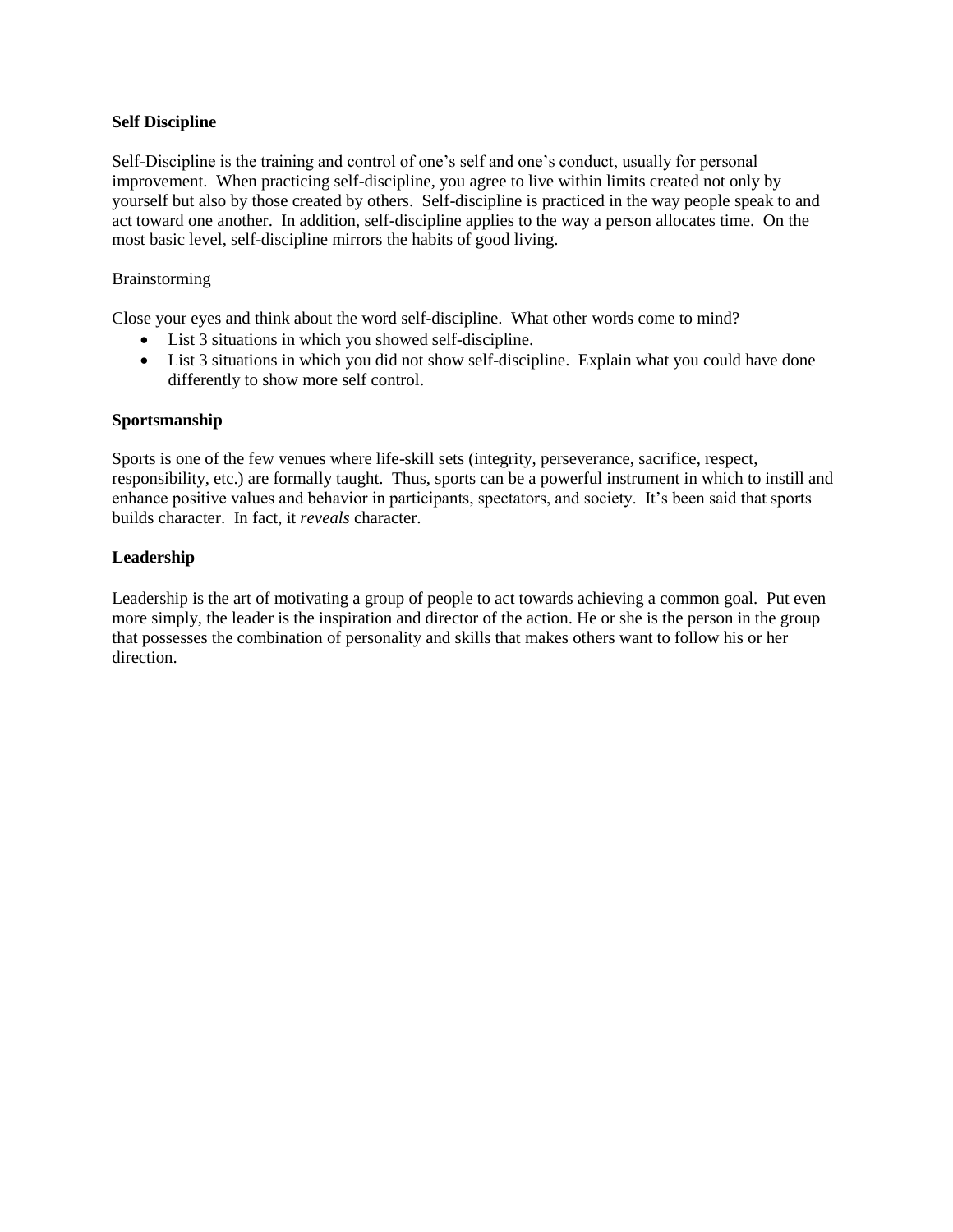## Self Discipline

Self-Discipline is the training and control of one's self and one's conduct, usually for personal improvement. When practicing self-discipline, you agree to live within limits created not only by yourself but also by those created by others. Self-discipline is practiced in the way people speak to and act toward one another. In addition, self-discipline applies to the way a person allocates time. On the most basic level, self-discipline mirrors the habits of good living.

<u>Brainstorming</u>

Close your eyes and think about the word self-discipline. What other words come to mind?

- List 3 situations in which you showed self-discipline.
- List 3 situations in which you did not show self-discipline. Explain what you could have done differently to show more self control.

## Sportsmanship

Sports is one of the few venues where life-skill sets (integrity, perseverance, sacrifice, respect, responsibility, etc.) are formally taught. Thus, sports can be a powerful instrument in which to instill and enhance positive values and behavior in participants, spectators, and society. It's been said that sports builds character. In fact, it *reveals* character.

## Leadership

Leadership is the art of motivating a group of people to act towards achieving a common goal. Put even more simply, the leader is the inspiration and director of the action. He or she is the person in the group that possesses the combination of personality and skills that makes others want to follow his or her direction.